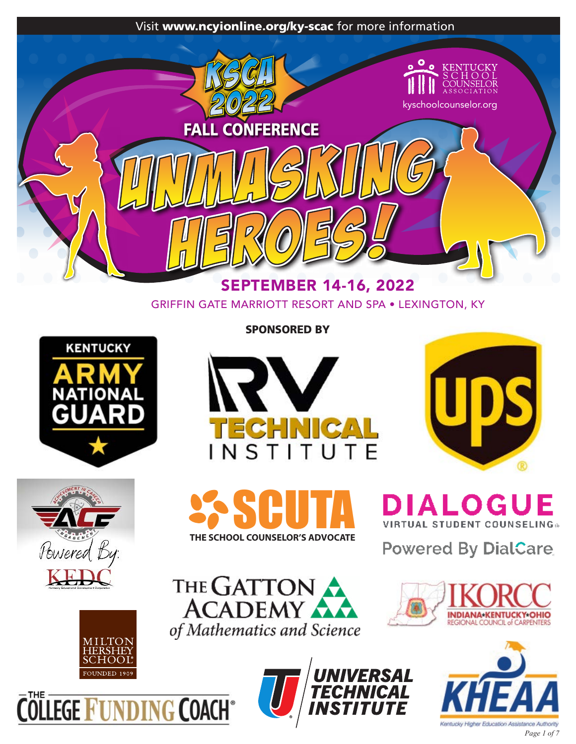Visit **www.ncyionline.org/ky-scac** for more information

KENTUCKY SCHOOL COUNSELOR ASSOCIATION

kyschoolcounselor.org

# KSCA 2022 FALL CONFERENCE

# UNMASKING HEROES!

## SEPTEMBER 14-16, 2022

GRIFFIN GATE MARRIOTT RESORT AND SPA • LEXINGTON, KY

**SPONSORED BY**

- Kentucky Army National Guard
- RV Technical Institute
- UPS
- ACE – Achievement in Career Engagement – Powered By: KEDC
- SCUTA – The School Counselor's Advocate
- Dialogue Virtual Student Counseling – Powered By DialCare
- Milton Hershey School – Founded 1909
- The Gatton Academy of Mathematics and Science
- IKORCC – Indiana•Kentucky•Ohio Regional Council of Carpenters
- The College Funding Coach
- Universal Technical Institute
- KHEAA – Kentucky Higher Education Assistance Authority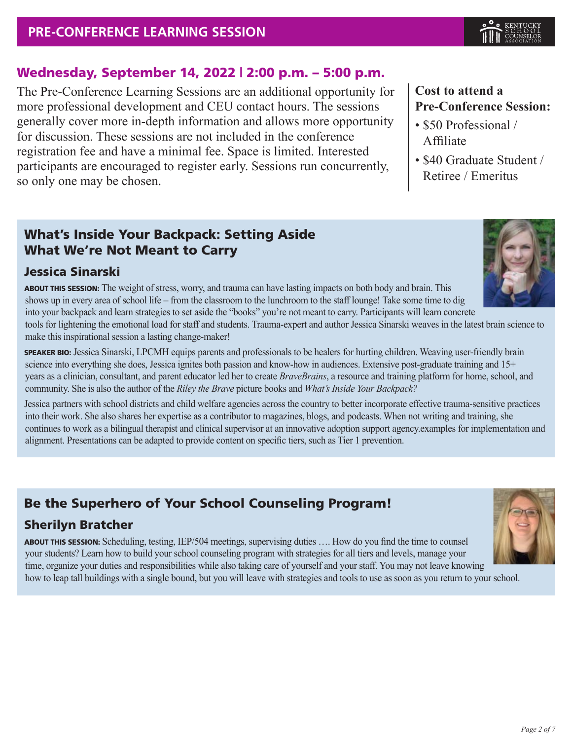## PRE-CONFERENCE LEARNING SESSION

### Wednesday, September 14, 2022 | 2:00 p.m. – 5:00 p.m.

The Pre-Conference Learning Sessions are an additional opportunity for more professional development and CEU contact hours. The sessions generally cover more in-depth information and allows more opportunity for discussion. These sessions are not included in the conference registration fee and have a minimal fee. Space is limited. Interested participants are encouraged to register early. Sessions run concurrently, so only one may be chosen.

**Cost to attend a Pre-Conference Session:**

- $50 Professional / Affiliate
- $40 Graduate Student / Retiree / Emeritus

### What's Inside Your Backpack: Setting Aside What We're Not Meant to Carry

#### Jessica Sinarski

**ABOUT THIS SESSION:** The weight of stress, worry, and trauma can have lasting impacts on both body and brain. This shows up in every area of school life – from the classroom to the lunchroom to the staff lounge! Take some time to dig into your backpack and learn strategies to set aside the "books" you're not meant to carry. Participants will learn concrete tools for lightening the emotional load for staff and students. Trauma-expert and author Jessica Sinarski weaves in the latest brain science to make this inspirational session a lasting change-maker!

**SPEAKER BIO:** Jessica Sinarski, LPCMH equips parents and professionals to be healers for hurting children. Weaving user-friendly brain science into everything she does, Jessica ignites both passion and know-how in audiences. Extensive post-graduate training and 15+ years as a clinician, consultant, and parent educator led her to create *BraveBrains*, a resource and training platform for home, school, and community. She is also the author of the *Riley the Brave* picture books and *What's Inside Your Backpack?*

Jessica partners with school districts and child welfare agencies across the country to better incorporate effective trauma-sensitive practices into their work. She also shares her expertise as a contributor to magazines, blogs, and podcasts. When not writing and training, she continues to work as a bilingual therapist and clinical supervisor at an innovative adoption support agency.examples for implementation and alignment. Presentations can be adapted to provide content on specific tiers, such as Tier 1 prevention.

### Be the Superhero of Your School Counseling Program!

#### Sherilyn Bratcher

**ABOUT THIS SESSION:** Scheduling, testing, IEP/504 meetings, supervising duties …. How do you find the time to counsel your students? Learn how to build your school counseling program with strategies for all tiers and levels, manage your time, organize your duties and responsibilities while also taking care of yourself and your staff. You may not leave knowing how to leap tall buildings with a single bound, but you will leave with strategies and tools to use as soon as you return to your school.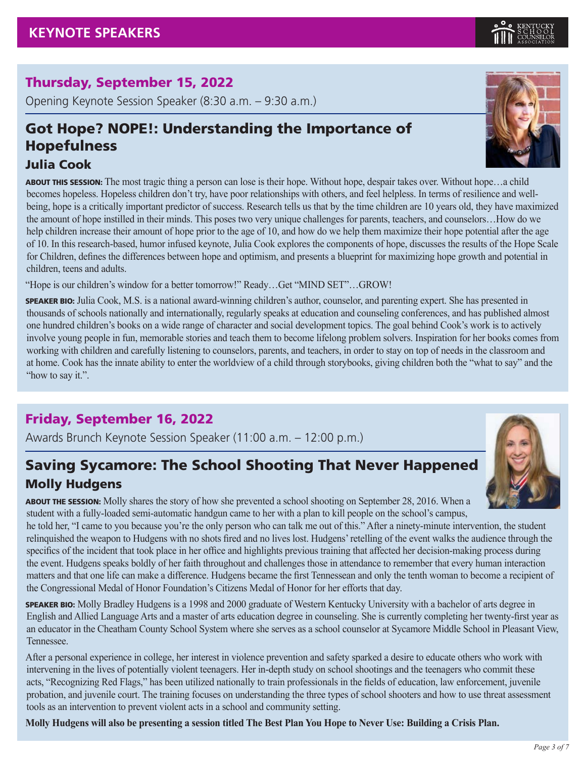# KEYNOTE SPEAKERS

## Thursday, September 15, 2022

Opening Keynote Session Speaker (8:30 a.m. – 9:30 a.m.)

### Got Hope? NOPE!: Understanding the Importance of Hopefulness

#### Julia Cook

**ABOUT THIS SESSION:** The most tragic thing a person can lose is their hope. Without hope, despair takes over. Without hope…a child becomes hopeless. Hopeless children don't try, have poor relationships with others, and feel helpless. In terms of resilience and well-being, hope is a critically important predictor of success. Research tells us that by the time children are 10 years old, they have maximized the amount of hope instilled in their minds. This poses two very unique challenges for parents, teachers, and counselors…How do we help children increase their amount of hope prior to the age of 10, and how do we help them maximize their hope potential after the age of 10. In this research-based, humor infused keynote, Julia Cook explores the components of hope, discusses the results of the Hope Scale for Children, defines the differences between hope and optimism, and presents a blueprint for maximizing hope growth and potential in children, teens and adults.

"Hope is our children's window for a better tomorrow!" Ready…Get "MIND SET"…GROW!

**SPEAKER BIO:** Julia Cook, M.S. is a national award-winning children's author, counselor, and parenting expert. She has presented in thousands of schools nationally and internationally, regularly speaks at education and counseling conferences, and has published almost one hundred children's books on a wide range of character and social development topics. The goal behind Cook's work is to actively involve young people in fun, memorable stories and teach them to become lifelong problem solvers. Inspiration for her books comes from working with children and carefully listening to counselors, parents, and teachers, in order to stay on top of needs in the classroom and at home. Cook has the innate ability to enter the worldview of a child through storybooks, giving children both the "what to say" and the "how to say it.".

## Friday, September 16, 2022

Awards Brunch Keynote Session Speaker (11:00 a.m. – 12:00 p.m.)

### Saving Sycamore: The School Shooting That Never Happened

#### Molly Hudgens

**ABOUT THE SESSION:** Molly shares the story of how she prevented a school shooting on September 28, 2016. When a student with a fully-loaded semi-automatic handgun came to her with a plan to kill people on the school's campus, he told her, "I came to you because you're the only person who can talk me out of this." After a ninety-minute intervention, the student relinquished the weapon to Hudgens with no shots fired and no lives lost. Hudgens' retelling of the event walks the audience through the specifics of the incident that took place in her office and highlights previous training that affected her decision-making process during the event. Hudgens speaks boldly of her faith throughout and challenges those in attendance to remember that every human interaction matters and that one life can make a difference. Hudgens became the first Tennessean and only the tenth woman to become a recipient of the Congressional Medal of Honor Foundation's Citizens Medal of Honor for her efforts that day.

**SPEAKER BIO:** Molly Bradley Hudgens is a 1998 and 2000 graduate of Western Kentucky University with a bachelor of arts degree in English and Allied Language Arts and a master of arts education degree in counseling. She is currently completing her twenty-first year as an educator in the Cheatham County School System where she serves as a school counselor at Sycamore Middle School in Pleasant View, Tennessee.

After a personal experience in college, her interest in violence prevention and safety sparked a desire to educate others who work with intervening in the lives of potentially violent teenagers. Her in-depth study on school shootings and the teenagers who commit these acts, "Recognizing Red Flags," has been utilized nationally to train professionals in the fields of education, law enforcement, juvenile probation, and juvenile court. The training focuses on understanding the three types of school shooters and how to use threat assessment tools as an intervention to prevent violent acts in a school and community setting.

**Molly Hudgens will also be presenting a session titled The Best Plan You Hope to Never Use: Building a Crisis Plan.**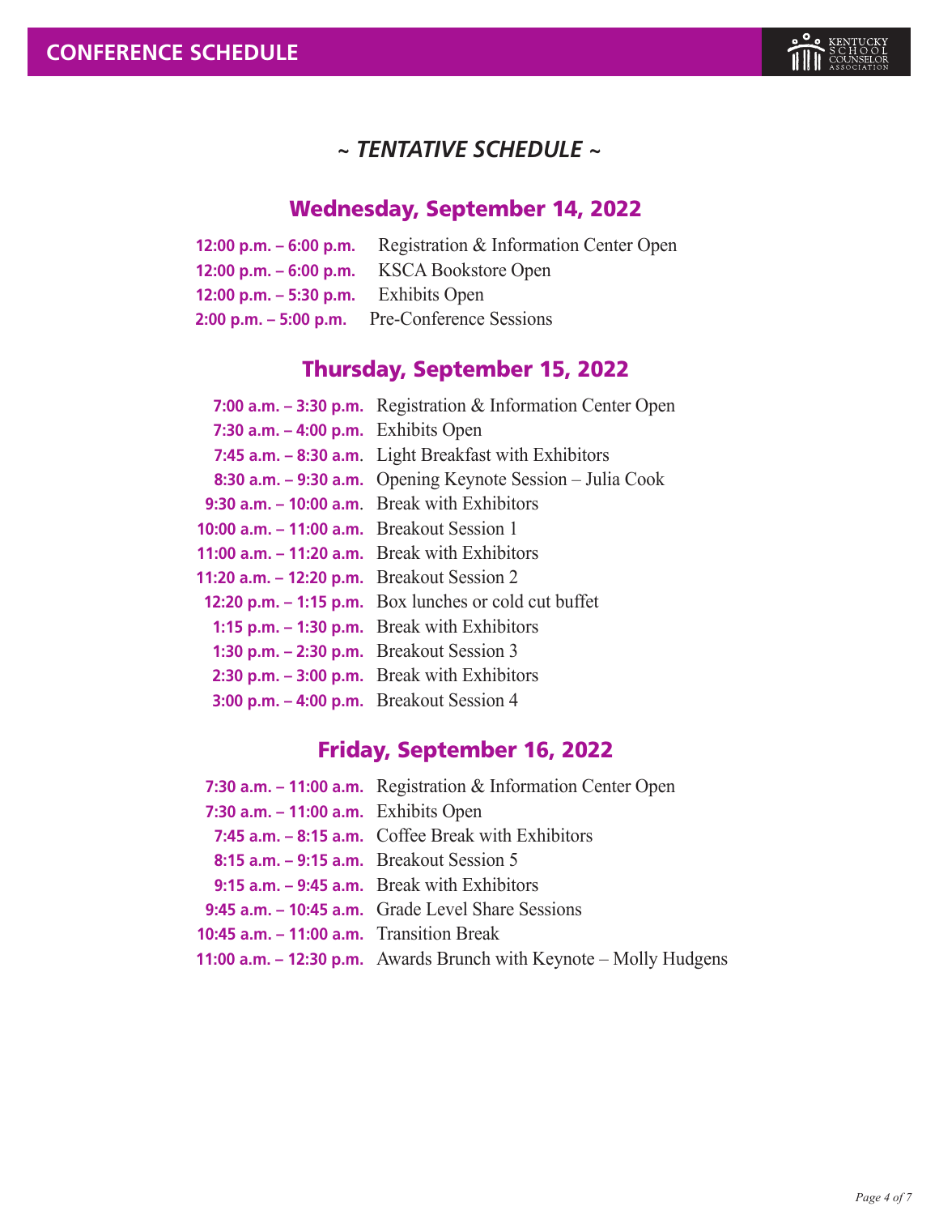# CONFERENCE SCHEDULE

## *~ TENTATIVE SCHEDULE ~*

### Wednesday, September 14, 2022

**12:00 p.m. – 6:00 p.m.** Registration & Information Center Open
**12:00 p.m. – 6:00 p.m.** KSCA Bookstore Open
**12:00 p.m. – 5:30 p.m.** Exhibits Open
**2:00 p.m. – 5:00 p.m.** Pre-Conference Sessions

### Thursday, September 15, 2022

**7:00 a.m. – 3:30 p.m.** Registration & Information Center Open
**7:30 a.m. – 4:00 p.m.** Exhibits Open
**7:45 a.m. – 8:30 a.m.** Light Breakfast with Exhibitors
**8:30 a.m. – 9:30 a.m.** Opening Keynote Session – Julia Cook
**9:30 a.m. – 10:00 a.m.** Break with Exhibitors
**10:00 a.m. – 11:00 a.m.** Breakout Session 1
**11:00 a.m. – 11:20 a.m.** Break with Exhibitors
**11:20 a.m. – 12:20 p.m.** Breakout Session 2
**12:20 p.m. – 1:15 p.m.** Box lunches or cold cut buffet
**1:15 p.m. – 1:30 p.m.** Break with Exhibitors
**1:30 p.m. – 2:30 p.m.** Breakout Session 3
**2:30 p.m. – 3:00 p.m.** Break with Exhibitors
**3:00 p.m. – 4:00 p.m.** Breakout Session 4

### Friday, September 16, 2022

**7:30 a.m. – 11:00 a.m.** Registration & Information Center Open
**7:30 a.m. – 11:00 a.m.** Exhibits Open
**7:45 a.m. – 8:15 a.m.** Coffee Break with Exhibitors
**8:15 a.m. – 9:15 a.m.** Breakout Session 5
**9:15 a.m. – 9:45 a.m.** Break with Exhibitors
**9:45 a.m. – 10:45 a.m.** Grade Level Share Sessions
**10:45 a.m. – 11:00 a.m.** Transition Break
**11:00 a.m. – 12:30 p.m.** Awards Brunch with Keynote – Molly Hudgens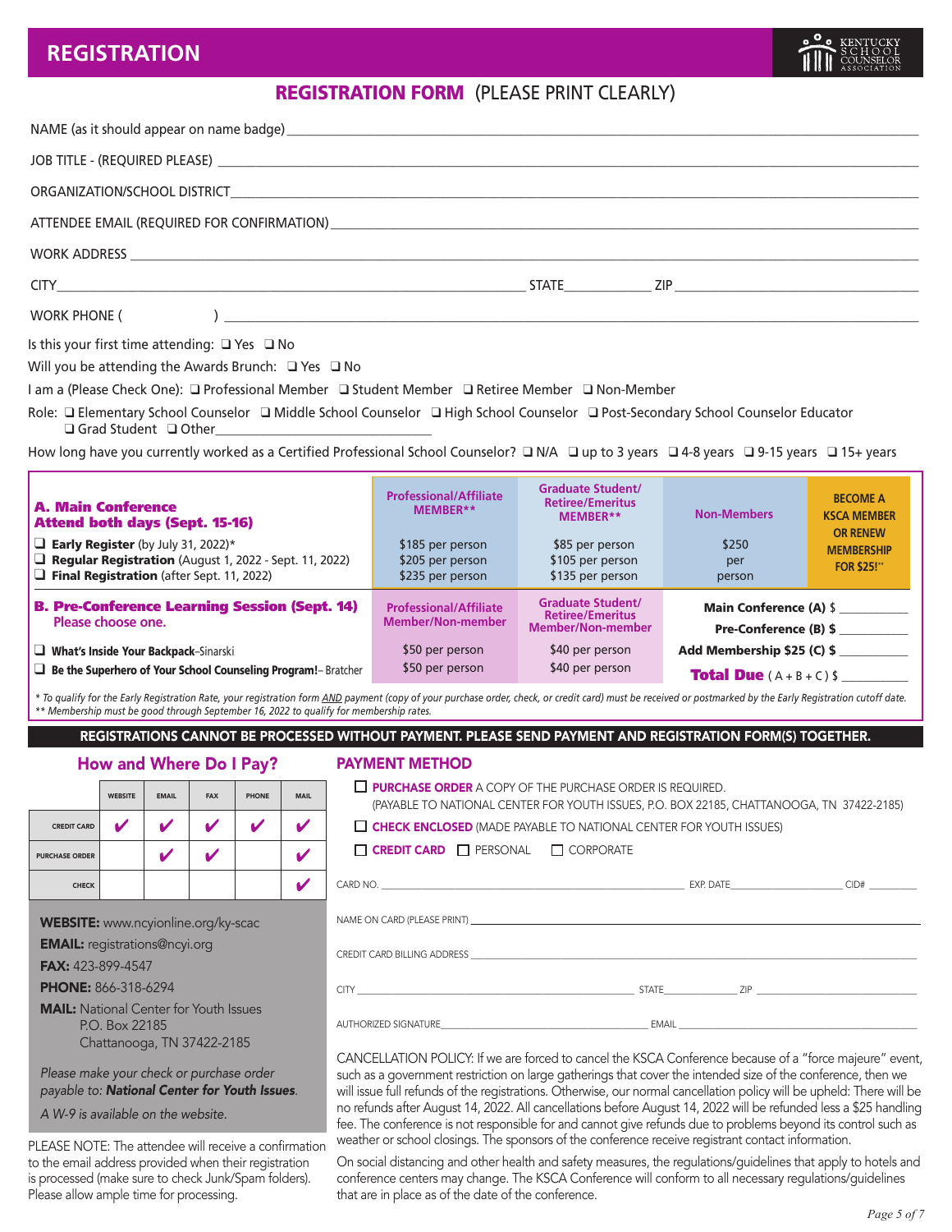# REGISTRATION

## REGISTRATION FORM (PLEASE PRINT CLEARLY)

NAME (as it should appear on name badge) ____________________

JOB TITLE - (REQUIRED PLEASE) ____________________

ORGANIZATION/SCHOOL DISTRICT ____________________

ATTENDEE EMAIL (REQUIRED FOR CONFIRMATION) ____________________

WORK ADDRESS ____________________

CITY ____________________ STATE __________ ZIP ____________________

WORK PHONE ( ) ____________________

Is this your first time attending: ❑ Yes ❑ No

Will you be attending the Awards Brunch: ❑ Yes ❑ No

I am a (Please Check One): ❑ Professional Member ❑ Student Member ❑ Retiree Member ❑ Non-Member

Role: ❑ Elementary School Counselor ❑ Middle School Counselor ❑ High School Counselor ❑ Post-Secondary School Counselor Educator ❑ Grad Student ❑ Other____________________

How long have you currently worked as a Certified Professional School Counselor? ❑ N/A ❑ up to 3 years ❑ 4-8 years ❑ 9-15 years ❑ 15+ years

| **A. Main Conference Attend both days (Sept. 15-16)** | Professional/Affiliate MEMBER** | Graduate Student/ Retiree/Emeritus MEMBER** | Non-Members | BECOME A KSCA MEMBER OR RENEW MEMBERSHIP FOR $25!** |
|---|---|---|---|---|
| ❑ **Early Register** (by July 31, 2022)* | $185 per person | $85 per person | $250 per person | |
| ❑ **Regular Registration** (August 1, 2022 - Sept. 11, 2022) | $205 per person | $105 per person | | |
| ❑ **Final Registration** (after Sept. 11, 2022) | $235 per person | $135 per person | | |

| **B. Pre-Conference Learning Session (Sept. 14)** Please choose one. | Professional/Affiliate Member/Non-member | Graduate Student/ Retiree/Emeritus Member/Non-member |
|---|---|---|
| ❑ **What's Inside Your Backpack**–Sinarski | $50 per person | $40 per person |
| ❑ **Be the Superhero of Your School Counseling Program!**– Bratcher | $50 per person | $40 per person |

**Main Conference (A) $** __________

**Pre-Conference (B) $** __________

**Add Membership $25 (C) $** __________

**Total Due** (A + B + C) $ __________

*\* To qualify for the Early Registration Rate, your registration form AND payment (copy of your purchase order, check, or credit card) must be received or postmarked by the Early Registration cutoff date.*
*\*\* Membership must be good through September 16, 2022 to qualify for membership rates.*

**REGISTRATIONS CANNOT BE PROCESSED WITHOUT PAYMENT. PLEASE SEND PAYMENT AND REGISTRATION FORM(S) TOGETHER.**

### How and Where Do I Pay?

| | WEBSITE | EMAIL | FAX | PHONE | MAIL |
|---|---|---|---|---|---|
| CREDIT CARD | ✔ | ✔ | ✔ | ✔ | ✔ |
| PURCHASE ORDER | | ✔ | ✔ | | ✔ |
| CHECK | | | | | ✔ |

**WEBSITE:** www.ncyionline.org/ky-scac
**EMAIL:** registrations@ncyi.org
**FAX:** 423-899-4547
**PHONE:** 866-318-6294
**MAIL:** National Center for Youth Issues
P.O. Box 22185
Chattanooga, TN 37422-2185

*Please make your check or purchase order payable to:* ***National Center for Youth Issues***.

*A W-9 is available on the website.*

PLEASE NOTE: The attendee will receive a confirmation to the email address provided when their registration is processed (make sure to check Junk/Spam folders). Please allow ample time for processing.

### PAYMENT METHOD

☐ **PURCHASE ORDER** A COPY OF THE PURCHASE ORDER IS REQUIRED. (PAYABLE TO NATIONAL CENTER FOR YOUTH ISSUES, P.O. BOX 22185, CHATTANOOGA, TN 37422-2185)

☐ **CHECK ENCLOSED** (MADE PAYABLE TO NATIONAL CENTER FOR YOUTH ISSUES)

☐ **CREDIT CARD** ☐ PERSONAL ☐ CORPORATE

CARD NO. ____________________ EXP. DATE __________ CID# __________

NAME ON CARD (PLEASE PRINT) ____________________

CREDIT CARD BILLING ADDRESS ____________________

CITY ____________________ STATE __________ ZIP __________

AUTHORIZED SIGNATURE ____________________ EMAIL ____________________

CANCELLATION POLICY: If we are forced to cancel the KSCA Conference because of a "force majeure" event, such as a government restriction on large gatherings that cover the intended size of the conference, then we will issue full refunds of the registrations. Otherwise, our normal cancellation policy will be upheld: There will be no refunds after August 14, 2022. All cancellations before August 14, 2022 will be refunded less a $25 handling fee. The conference is not responsible for and cannot give refunds due to problems beyond its control such as weather or school closings. The sponsors of the conference receive registrant contact information.

On social distancing and other health and safety measures, the regulations/guidelines that apply to hotels and conference centers may change. The KSCA Conference will conform to all necessary regulations/guidelines that are in place as of the date of the conference.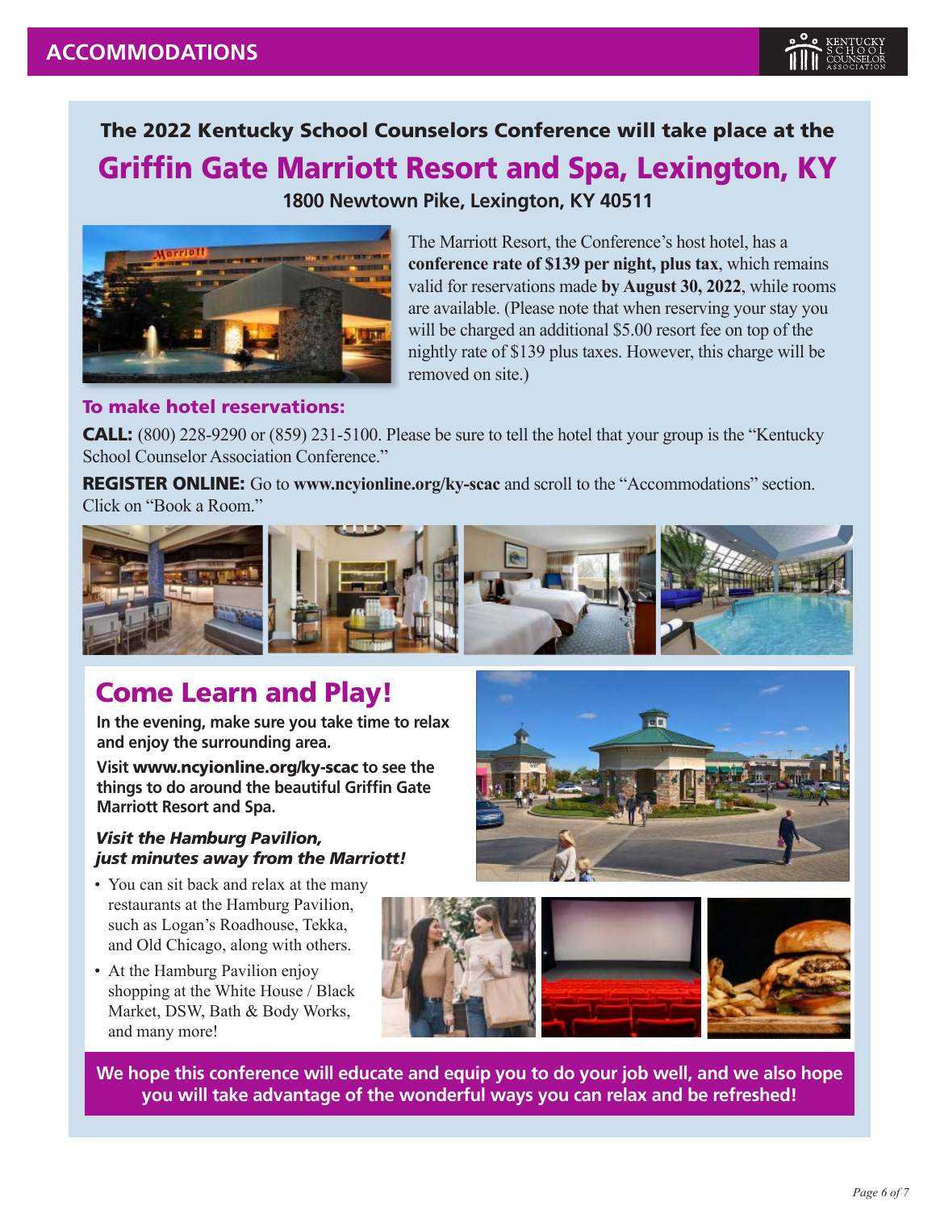## ACCOMMODATIONS

### The 2022 Kentucky School Counselors Conference will take place at the

# Griffin Gate Marriott Resort and Spa, Lexington, KY

**1800 Newtown Pike, Lexington, KY 40511**

The Marriott Resort, the Conference's host hotel, has a **conference rate of $139 per night, plus tax**, which remains valid for reservations made **by August 30, 2022**, while rooms are available. (Please note that when reserving your stay you will be charged an additional $5.00 resort fee on top of the nightly rate of $139 plus taxes. However, this charge will be removed on site.)

### To make hotel reservations:

**CALL:** (800) 228-9290 or (859) 231-5100. Please be sure to tell the hotel that your group is the "Kentucky School Counselor Association Conference."

**REGISTER ONLINE:** Go to **www.ncyionline.org/ky-scac** and scroll to the "Accommodations" section. Click on "Book a Room."

## Come Learn and Play!

**In the evening, make sure you take time to relax and enjoy the surrounding area.**

**Visit www.ncyionline.org/ky-scac to see the things to do around the beautiful Griffin Gate Marriott Resort and Spa.**

***Visit the Hamburg Pavilion, just minutes away from the Marriott!***

- You can sit back and relax at the many restaurants at the Hamburg Pavilion, such as Logan's Roadhouse, Tekka, and Old Chicago, along with others.
- At the Hamburg Pavilion enjoy shopping at the White House / Black Market, DSW, Bath & Body Works, and many more!

**We hope this conference will educate and equip you to do your job well, and we also hope you will take advantage of the wonderful ways you can relax and be refreshed!**